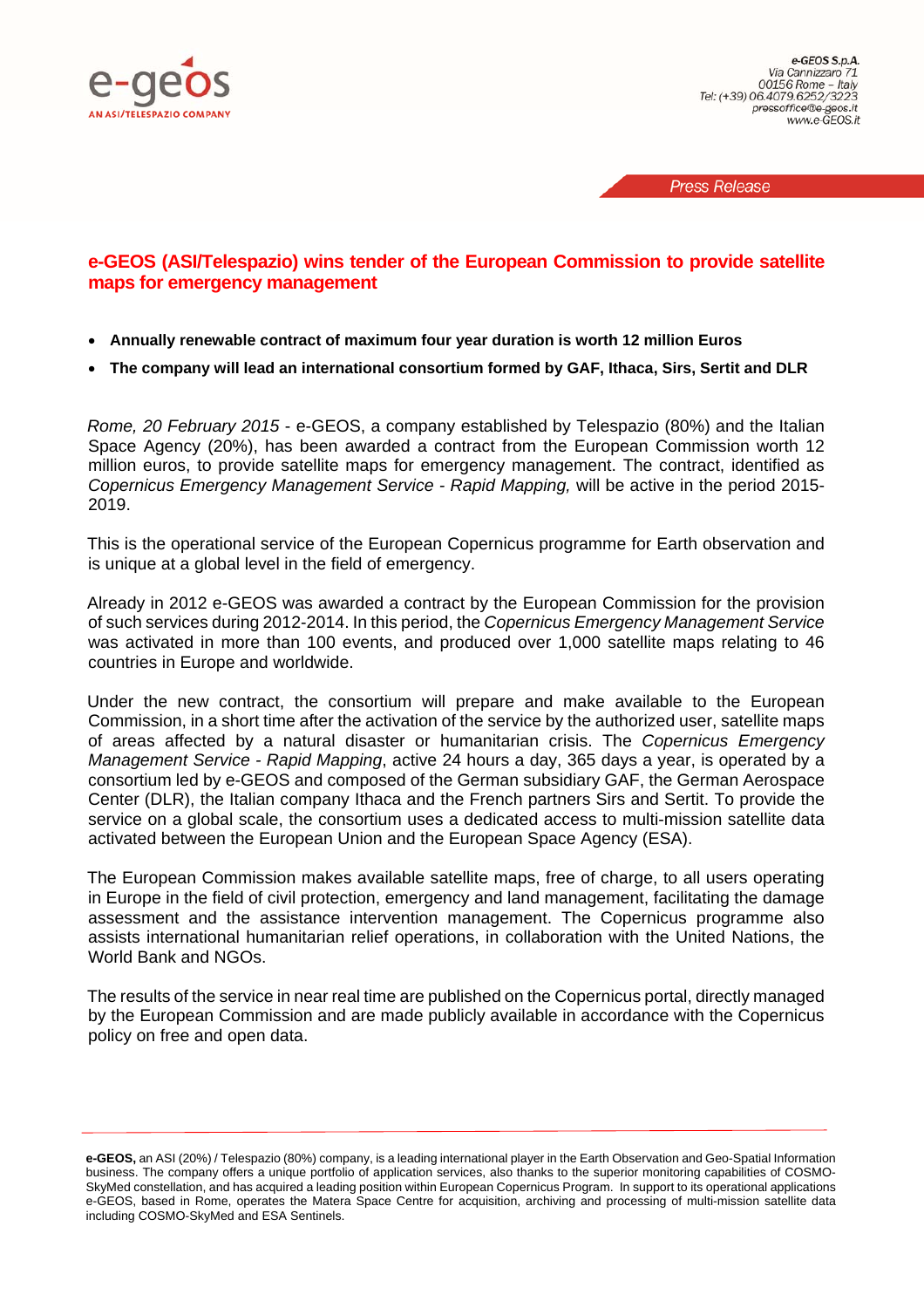e-geos
AN ASI/TELESPAZIO COMPANY

*e-GEOS S.p.A.*
*Via Cannizzaro 71*
*00156 Rome – Italy*
*Tel: (+39) 06.4079.6252/3223*
*pressoffice@e-geos.it*
*www.e-GEOS.it*

*Press Release*

# e-GEOS (ASI/Telespazio) wins tender of the European Commission to provide satellite maps for emergency management

- **Annually renewable contract of maximum four year duration is worth 12 million Euros**
- **The company will lead an international consortium formed by GAF, Ithaca, Sirs, Sertit and DLR**

*Rome, 20 February 2015* - e-GEOS, a company established by Telespazio (80%) and the Italian Space Agency (20%), has been awarded a contract from the European Commission worth 12 million euros, to provide satellite maps for emergency management. The contract, identified as *Copernicus Emergency Management Service - Rapid Mapping,* will be active in the period 2015-2019.

This is the operational service of the European Copernicus programme for Earth observation and is unique at a global level in the field of emergency.

Already in 2012 e-GEOS was awarded a contract by the European Commission for the provision of such services during 2012-2014. In this period, the *Copernicus Emergency Management Service* was activated in more than 100 events, and produced over 1,000 satellite maps relating to 46 countries in Europe and worldwide.

Under the new contract, the consortium will prepare and make available to the European Commission, in a short time after the activation of the service by the authorized user, satellite maps of areas affected by a natural disaster or humanitarian crisis. The *Copernicus Emergency Management Service - Rapid Mapping*, active 24 hours a day, 365 days a year, is operated by a consortium led by e-GEOS and composed of the German subsidiary GAF, the German Aerospace Center (DLR), the Italian company Ithaca and the French partners Sirs and Sertit. To provide the service on a global scale, the consortium uses a dedicated access to multi-mission satellite data activated between the European Union and the European Space Agency (ESA).

The European Commission makes available satellite maps, free of charge, to all users operating in Europe in the field of civil protection, emergency and land management, facilitating the damage assessment and the assistance intervention management. The Copernicus programme also assists international humanitarian relief operations, in collaboration with the United Nations, the World Bank and NGOs.

The results of the service in near real time are published on the Copernicus portal, directly managed by the European Commission and are made publicly available in accordance with the Copernicus policy on free and open data.

---

**e-GEOS,** an ASI (20%) / Telespazio (80%) company, is a leading international player in the Earth Observation and Geo-Spatial Information business. The company offers a unique portfolio of application services, also thanks to the superior monitoring capabilities of COSMO-SkyMed constellation, and has acquired a leading position within European Copernicus Program. In support to its operational applications e-GEOS, based in Rome, operates the Matera Space Centre for acquisition, archiving and processing of multi-mission satellite data including COSMO-SkyMed and ESA Sentinels.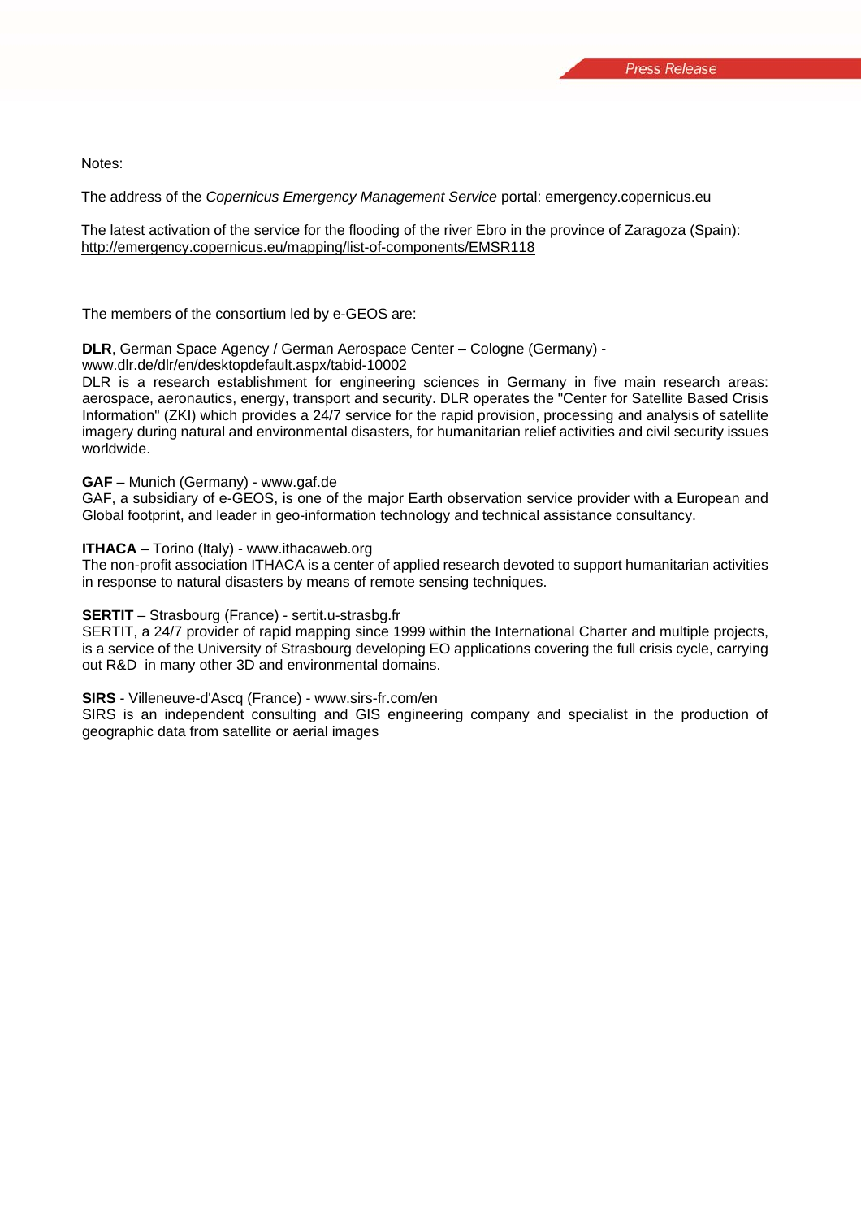Notes:

The address of the *Copernicus Emergency Management Service* portal: emergency.copernicus.eu

The latest activation of the service for the flooding of the river Ebro in the province of Zaragoza (Spain): http://emergency.copernicus.eu/mapping/list-of-components/EMSR118

The members of the consortium led by e-GEOS are:

**DLR**, German Space Agency / German Aerospace Center – Cologne (Germany) - www.dlr.de/dlr/en/desktopdefault.aspx/tabid-10002
DLR is a research establishment for engineering sciences in Germany in five main research areas: aerospace, aeronautics, energy, transport and security. DLR operates the "Center for Satellite Based Crisis Information" (ZKI) which provides a 24/7 service for the rapid provision, processing and analysis of satellite imagery during natural and environmental disasters, for humanitarian relief activities and civil security issues worldwide.

**GAF** – Munich (Germany) - www.gaf.de
GAF, a subsidiary of e-GEOS, is one of the major Earth observation service provider with a European and Global footprint, and leader in geo-information technology and technical assistance consultancy.

**ITHACA** – Torino (Italy) - www.ithacaweb.org
The non-profit association ITHACA is a center of applied research devoted to support humanitarian activities in response to natural disasters by means of remote sensing techniques.

**SERTIT** – Strasbourg (France) - sertit.u-strasbg.fr
SERTIT, a 24/7 provider of rapid mapping since 1999 within the International Charter and multiple projects, is a service of the University of Strasbourg developing EO applications covering the full crisis cycle, carrying out R&D in many other 3D and environmental domains.

**SIRS** - Villeneuve-d'Ascq (France) - www.sirs-fr.com/en
SIRS is an independent consulting and GIS engineering company and specialist in the production of geographic data from satellite or aerial images